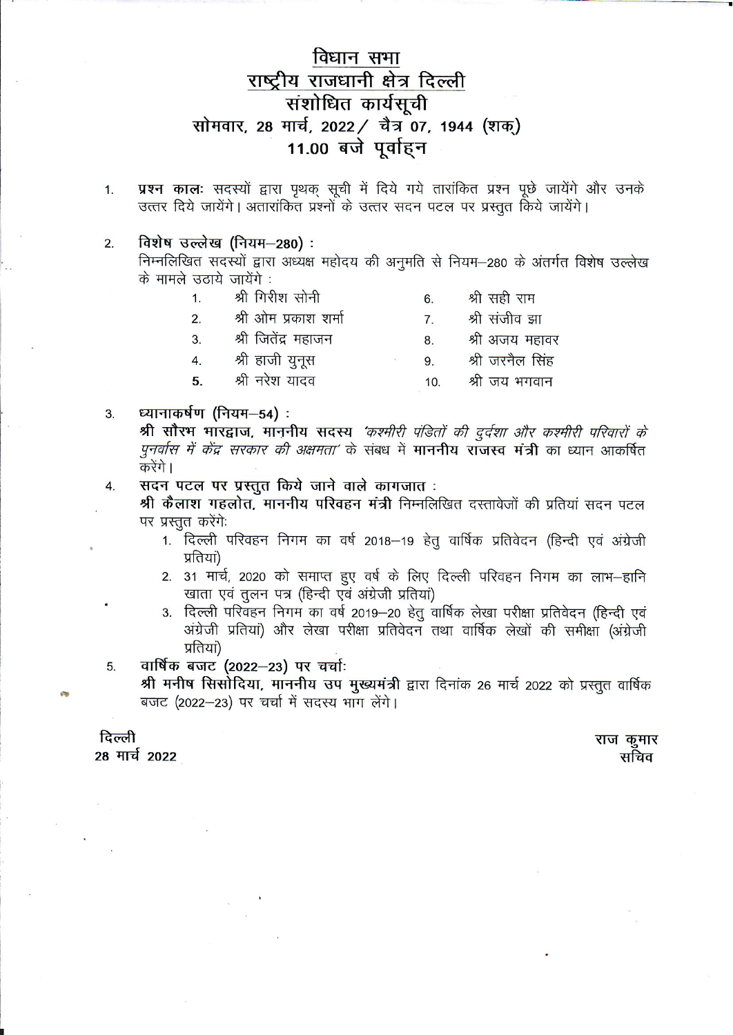# विधान सभा
## राष्ट्रीय राजधानी क्षेत्र दिल्ली
## संशोधित कार्यसूची
### सोमवार, 28 मार्च, 2022 / चैत्र 07, 1944 (शक्)
### 11.00 बजे पूर्वाह्न

1. **प्रश्न कालः** सदस्यों द्वारा पृथक् सूची में दिये गये तारांकित प्रश्न पूछे जायेंगे और उनके उत्तर दिये जायेंगे। अतारांकित प्रश्नों के उत्तर सदन पटल पर प्रस्तुत किये जायेंगे।

2. **विशेष उल्लेख (नियम–280) :**
   निम्नलिखित सदस्यों द्वारा अध्यक्ष महोदय की अनुमति से नियम–280 के अंतर्गत विशेष उल्लेख के मामले उठाये जायेंगे :

   1. श्री गिरीश सोनी
   2. श्री ओम प्रकाश शर्मा
   3. श्री जितेंद्र महाजन
   4. श्री हाजी युनूस
   5. श्री नरेश यादव
   6. श्री सही राम
   7. श्री संजीव झा
   8. श्री अजय महावर
   9. श्री जरनैल सिंह
   10. श्री जय भगवान

3. **ध्यानाकर्षण (नियम–54) :**
   **श्री सौरभ भारद्वाज, माननीय सदस्य** *'कश्मीरी पंडितों की दुर्दशा और कश्मीरी परिवारों के पुनर्वास में केंद्र सरकार की अक्षमता'* के संबंध में **माननीय राजस्व मंत्री** का ध्यान आकर्षित करेंगे।

4. **सदन पटल पर प्रस्तुत किये जाने वाले कागजात :**
   **श्री कैलाश गहलोत, माननीय परिवहन मंत्री** निम्नलिखित दस्तावेजों की प्रतियां सदन पटल पर प्रस्तुत करेंगे:
   1. दिल्ली परिवहन निगम का वर्ष 2018–19 हेतु वार्षिक प्रतिवेदन (हिन्दी एवं अंग्रेजी प्रतियां)
   2. 31 मार्च, 2020 को समाप्त हुए वर्ष के लिए दिल्ली परिवहन निगम का लाभ–हानि खाता एवं तुलन पत्र (हिन्दी एवं अंग्रेजी प्रतियां)
   3. दिल्ली परिवहन निगम का वर्ष 2019–20 हेतु वार्षिक लेखा परीक्षा प्रतिवेदन (हिन्दी एवं अंग्रेजी प्रतियां) और लेखा परीक्षा प्रतिवेदन तथा वार्षिक लेखों की समीक्षा (अंग्रेजी प्रतियां)

5. **वार्षिक बजट (2022–23) पर चर्चाः**
   **श्री मनीष सिसोदिया, माननीय उप मुख्यमंत्री** द्वारा दिनांक 26 मार्च 2022 को प्रस्तुत वार्षिक बजट (2022–23) पर चर्चा में सदस्य भाग लेंगे।

दिल्ली
28 मार्च 2022

राज कुमार
सचिव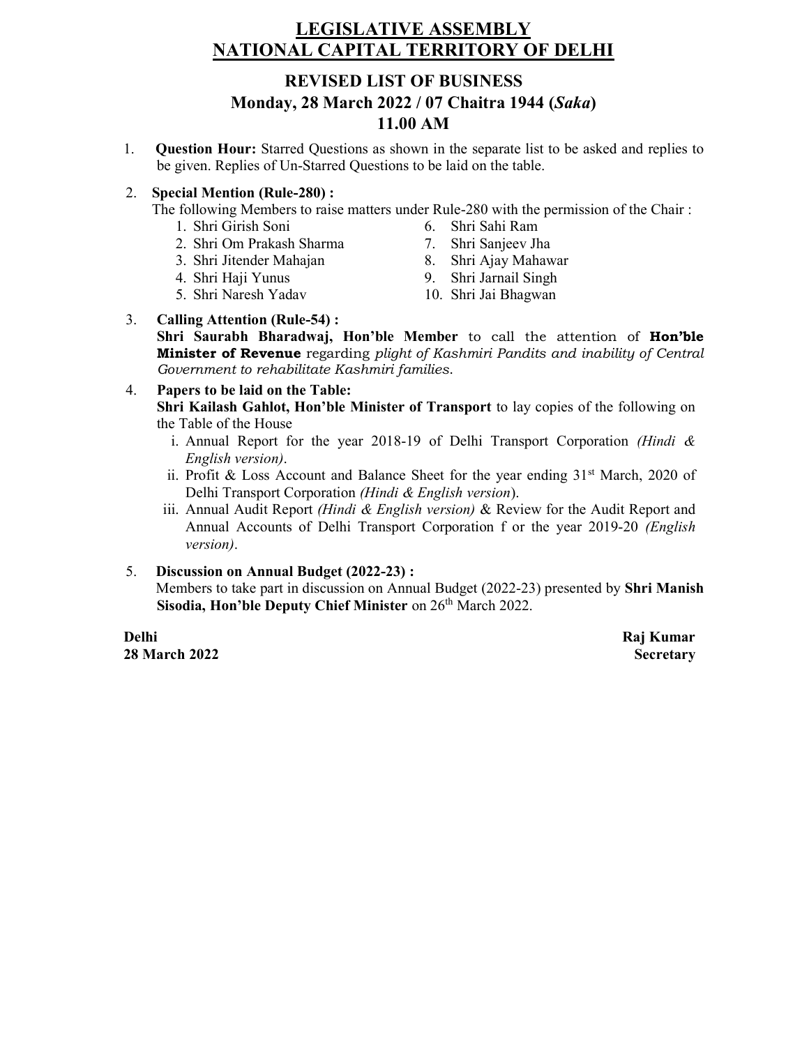# LEGISLATIVE ASSEMBLY
# NATIONAL CAPITAL TERRITORY OF DELHI

## REVISED LIST OF BUSINESS
## Monday, 28 March 2022 / 07 Chaitra 1944 (*Saka*)
## 11.00 AM

1. **Question Hour:** Starred Questions as shown in the separate list to be asked and replies to be given. Replies of Un-Starred Questions to be laid on the table.

2. **Special Mention (Rule-280) :**
   The following Members to raise matters under Rule-280 with the permission of the Chair :
   1. Shri Girish Soni
   2. Shri Om Prakash Sharma
   3. Shri Jitender Mahajan
   4. Shri Haji Yunus
   5. Shri Naresh Yadav
   6. Shri Sahi Ram
   7. Shri Sanjeev Jha
   8. Shri Ajay Mahawar
   9. Shri Jarnail Singh
   10. Shri Jai Bhagwan

3. **Calling Attention (Rule-54) :**
   **Shri Saurabh Bharadwaj, Hon'ble Member** to call the attention of **Hon'ble Minister of Revenue** regarding *plight of Kashmiri Pandits and inability of Central Government to rehabilitate Kashmiri families*.

4. **Papers to be laid on the Table:**
   **Shri Kailash Gahlot, Hon'ble Minister of Transport** to lay copies of the following on the Table of the House
   i. Annual Report for the year 2018-19 of Delhi Transport Corporation *(Hindi & English version)*.
   ii. Profit & Loss Account and Balance Sheet for the year ending 31st March, 2020 of Delhi Transport Corporation *(Hindi & English version*).
   iii. Annual Audit Report *(Hindi & English version)* & Review for the Audit Report and Annual Accounts of Delhi Transport Corporation f or the year 2019-20 *(English version)*.

5. **Discussion on Annual Budget (2022-23) :**
   Members to take part in discussion on Annual Budget (2022-23) presented by **Shri Manish Sisodia, Hon'ble Deputy Chief Minister** on 26th March 2022.

**Delhi**
**28 March 2022**

**Raj Kumar**
**Secretary**